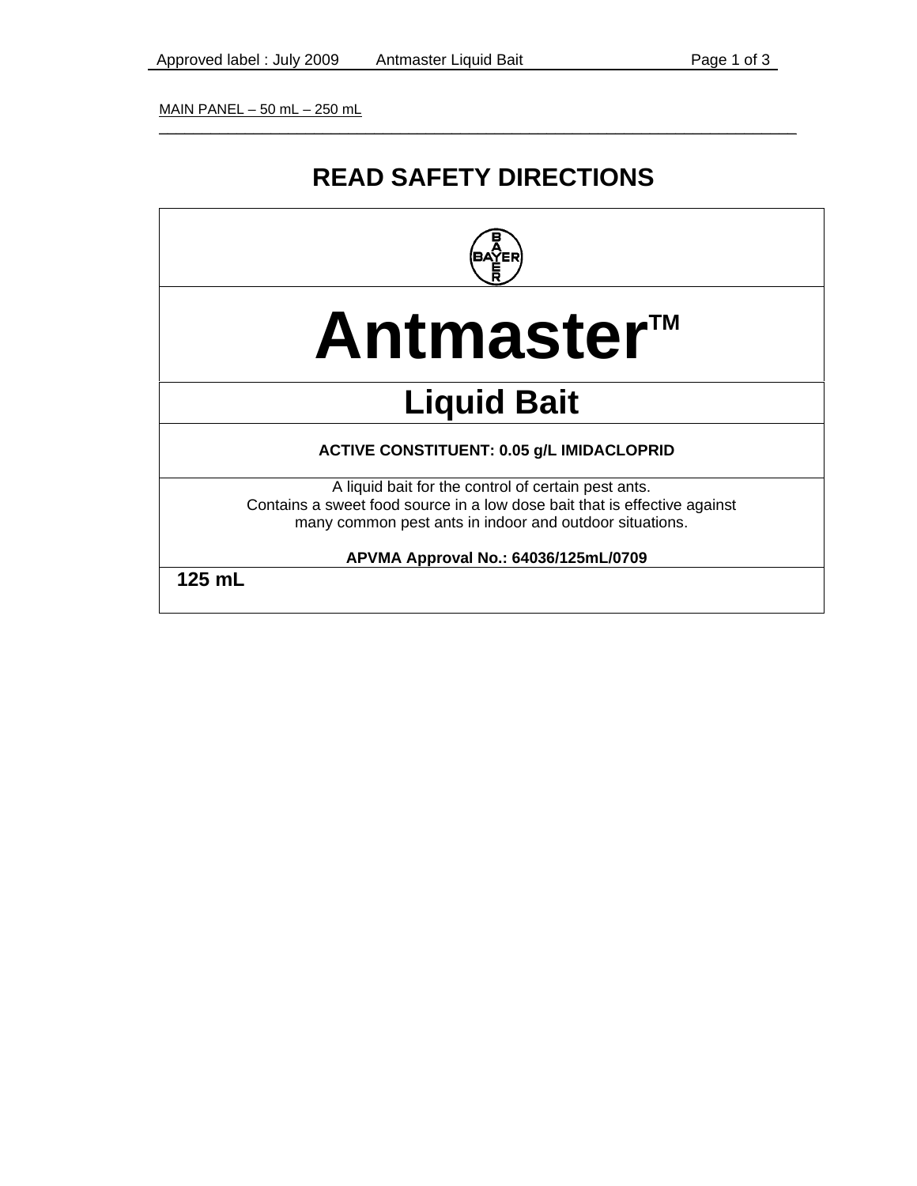MAIN PANEL – 50 mL – 250 mL

# READ SAFETY DIRECTIONS

BAYER

# Antmaster™

## Liquid Bait

**ACTIVE CONSTITUENT: 0.05 g/L IMIDACLOPRID**

A liquid bait for the control of certain pest ants.
Contains a sweet food source in a low dose bait that is effective against many common pest ants in indoor and outdoor situations.

**APVMA Approval No.: 64036/125mL/0709**

**125 mL**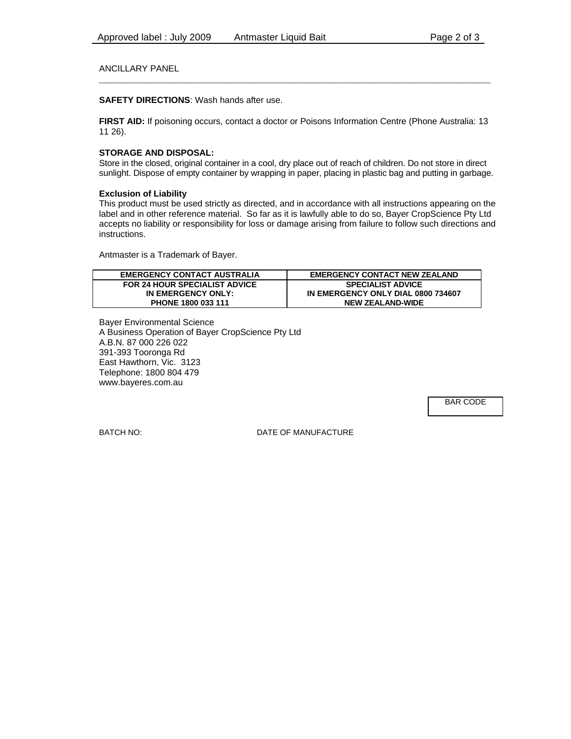ANCILLARY PANEL

**SAFETY DIRECTIONS**: Wash hands after use.

**FIRST AID:** If poisoning occurs, contact a doctor or Poisons Information Centre (Phone Australia: 13 11 26).

**STORAGE AND DISPOSAL:**
Store in the closed, original container in a cool, dry place out of reach of children. Do not store in direct sunlight. Dispose of empty container by wrapping in paper, placing in plastic bag and putting in garbage.

**Exclusion of Liability**
This product must be used strictly as directed, and in accordance with all instructions appearing on the label and in other reference material. So far as it is lawfully able to do so, Bayer CropScience Pty Ltd accepts no liability or responsibility for loss or damage arising from failure to follow such directions and instructions.

Antmaster is a Trademark of Bayer.

| EMERGENCY CONTACT AUSTRALIA | EMERGENCY CONTACT NEW ZEALAND |
|---|---|
| FOR 24 HOUR SPECIALIST ADVICE IN EMERGENCY ONLY: PHONE 1800 033 111 | SPECIALIST ADVICE IN EMERGENCY ONLY DIAL 0800 734607 NEW ZEALAND-WIDE |

Bayer Environmental Science
A Business Operation of Bayer CropScience Pty Ltd
A.B.N. 87 000 226 022
391-393 Tooronga Rd
East Hawthorn, Vic. 3123
Telephone: 1800 804 479
www.bayeres.com.au

BAR CODE

BATCH NO: DATE OF MANUFACTURE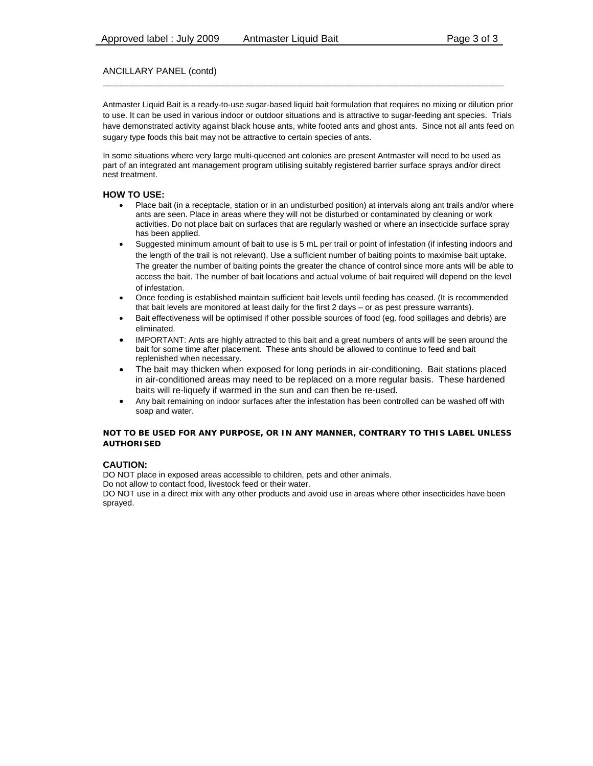ANCILLARY PANEL (contd)

Antmaster Liquid Bait is a ready-to-use sugar-based liquid bait formulation that requires no mixing or dilution prior to use. It can be used in various indoor or outdoor situations and is attractive to sugar-feeding ant species. Trials have demonstrated activity against black house ants, white footed ants and ghost ants. Since not all ants feed on sugary type foods this bait may not be attractive to certain species of ants.

In some situations where very large multi-queened ant colonies are present Antmaster will need to be used as part of an integrated ant management program utilising suitably registered barrier surface sprays and/or direct nest treatment.

**HOW TO USE:**

- Place bait (in a receptacle, station or in an undisturbed position) at intervals along ant trails and/or where ants are seen. Place in areas where they will not be disturbed or contaminated by cleaning or work activities. Do not place bait on surfaces that are regularly washed or where an insecticide surface spray has been applied.
- Suggested minimum amount of bait to use is 5 mL per trail or point of infestation (if infesting indoors and the length of the trail is not relevant). Use a sufficient number of baiting points to maximise bait uptake. The greater the number of baiting points the greater the chance of control since more ants will be able to access the bait. The number of bait locations and actual volume of bait required will depend on the level of infestation.
- Once feeding is established maintain sufficient bait levels until feeding has ceased. (It is recommended that bait levels are monitored at least daily for the first 2 days – or as pest pressure warrants).
- Bait effectiveness will be optimised if other possible sources of food (eg. food spillages and debris) are eliminated.
- IMPORTANT: Ants are highly attracted to this bait and a great numbers of ants will be seen around the bait for some time after placement. These ants should be allowed to continue to feed and bait replenished when necessary.
- The bait may thicken when exposed for long periods in air-conditioning. Bait stations placed in air-conditioned areas may need to be replaced on a more regular basis. These hardened baits will re-liquefy if warmed in the sun and can then be re-used.
- Any bait remaining on indoor surfaces after the infestation has been controlled can be washed off with soap and water.

**NOT TO BE USED FOR ANY PURPOSE, OR IN ANY MANNER, CONTRARY TO THIS LABEL UNLESS AUTHORISED**

**CAUTION:**

DO NOT place in exposed areas accessible to children, pets and other animals.
Do not allow to contact food, livestock feed or their water.
DO NOT use in a direct mix with any other products and avoid use in areas where other insecticides have been sprayed.